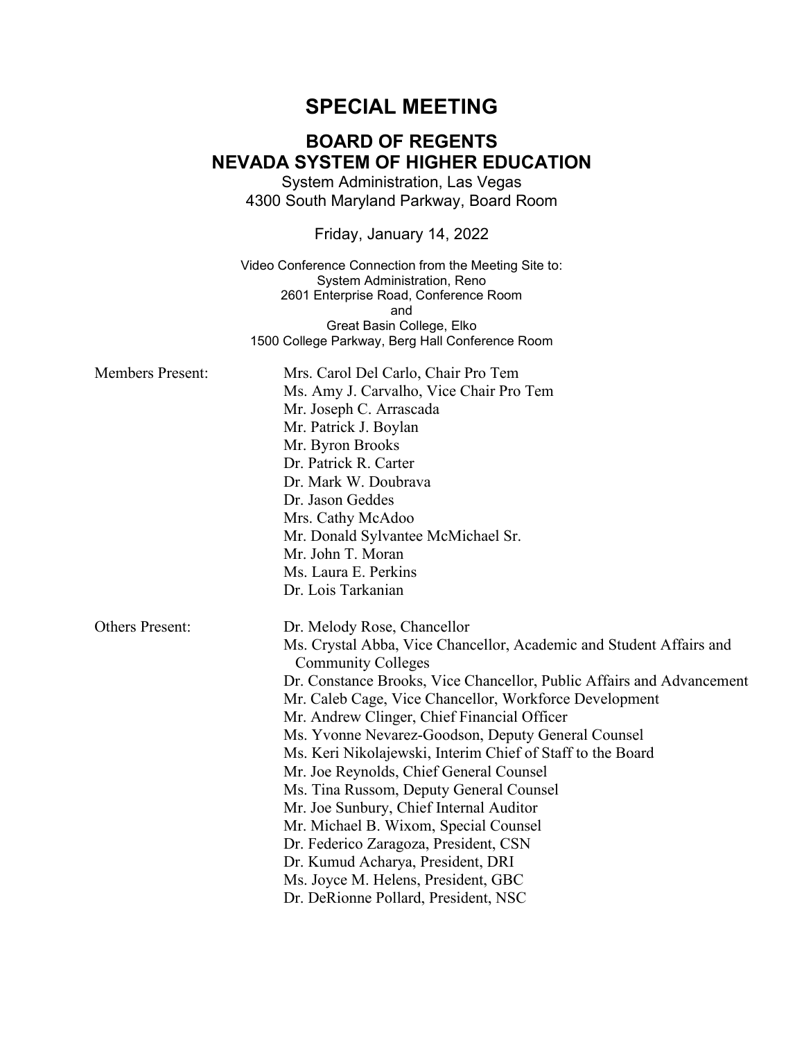# SPECIAL MEETING

## BOARD OF REGENTS
## NEVADA SYSTEM OF HIGHER EDUCATION

System Administration, Las Vegas
4300 South Maryland Parkway, Board Room

Friday, January 14, 2022

Video Conference Connection from the Meeting Site to:
System Administration, Reno
2601 Enterprise Road, Conference Room
and
Great Basin College, Elko
1500 College Parkway, Berg Hall Conference Room

Members Present:

- Mrs. Carol Del Carlo, Chair Pro Tem
- Ms. Amy J. Carvalho, Vice Chair Pro Tem
- Mr. Joseph C. Arrascada
- Mr. Patrick J. Boylan
- Mr. Byron Brooks
- Dr. Patrick R. Carter
- Dr. Mark W. Doubrava
- Dr. Jason Geddes
- Mrs. Cathy McAdoo
- Mr. Donald Sylvantee McMichael Sr.
- Mr. John T. Moran
- Ms. Laura E. Perkins
- Dr. Lois Tarkanian

Others Present:

- Dr. Melody Rose, Chancellor
- Ms. Crystal Abba, Vice Chancellor, Academic and Student Affairs and Community Colleges
- Dr. Constance Brooks, Vice Chancellor, Public Affairs and Advancement
- Mr. Caleb Cage, Vice Chancellor, Workforce Development
- Mr. Andrew Clinger, Chief Financial Officer
- Ms. Yvonne Nevarez-Goodson, Deputy General Counsel
- Ms. Keri Nikolajewski, Interim Chief of Staff to the Board
- Mr. Joe Reynolds, Chief General Counsel
- Ms. Tina Russom, Deputy General Counsel
- Mr. Joe Sunbury, Chief Internal Auditor
- Mr. Michael B. Wixom, Special Counsel
- Dr. Federico Zaragoza, President, CSN
- Dr. Kumud Acharya, President, DRI
- Ms. Joyce M. Helens, President, GBC
- Dr. DeRionne Pollard, President, NSC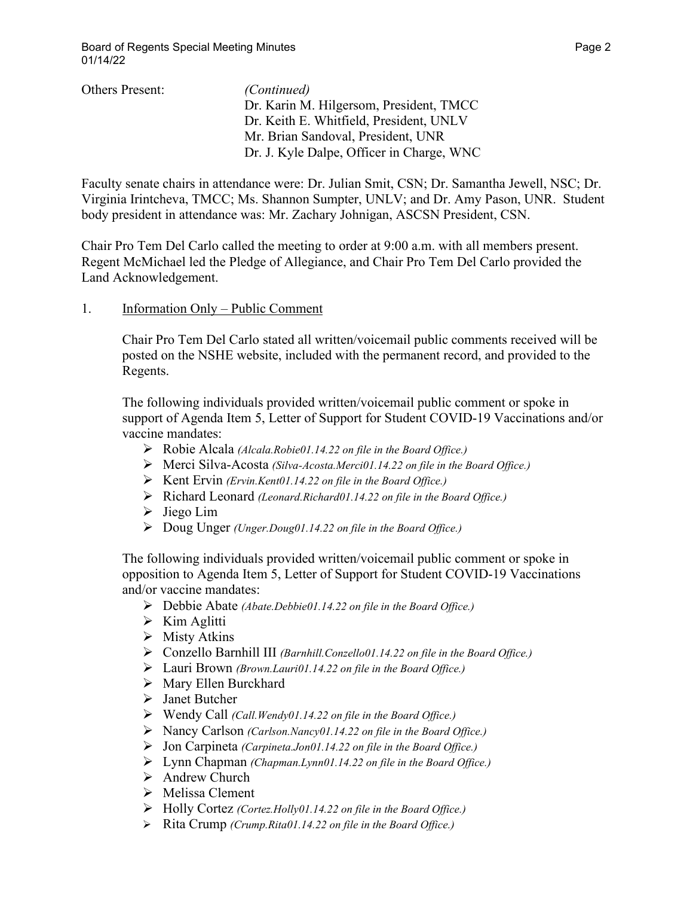Others Present: *(Continued)*
Dr. Karin M. Hilgersom, President, TMCC
Dr. Keith E. Whitfield, President, UNLV
Mr. Brian Sandoval, President, UNR
Dr. J. Kyle Dalpe, Officer in Charge, WNC

Faculty senate chairs in attendance were: Dr. Julian Smit, CSN; Dr. Samantha Jewell, NSC; Dr. Virginia Irintcheva, TMCC; Ms. Shannon Sumpter, UNLV; and Dr. Amy Pason, UNR. Student body president in attendance was: Mr. Zachary Johnigan, ASCSN President, CSN.

Chair Pro Tem Del Carlo called the meeting to order at 9:00 a.m. with all members present. Regent McMichael led the Pledge of Allegiance, and Chair Pro Tem Del Carlo provided the Land Acknowledgement.

1. Information Only – Public Comment

Chair Pro Tem Del Carlo stated all written/voicemail public comments received will be posted on the NSHE website, included with the permanent record, and provided to the Regents.

The following individuals provided written/voicemail public comment or spoke in support of Agenda Item 5, Letter of Support for Student COVID-19 Vaccinations and/or vaccine mandates:

- Robie Alcala *(Alcala.Robie01.14.22 on file in the Board Office.)*
- Merci Silva-Acosta *(Silva-Acosta.Merci01.14.22 on file in the Board Office.)*
- Kent Ervin *(Ervin.Kent01.14.22 on file in the Board Office.)*
- Richard Leonard *(Leonard.Richard01.14.22 on file in the Board Office.)*
- Jiego Lim
- Doug Unger *(Unger.Doug01.14.22 on file in the Board Office.)*

The following individuals provided written/voicemail public comment or spoke in opposition to Agenda Item 5, Letter of Support for Student COVID-19 Vaccinations and/or vaccine mandates:

- Debbie Abate *(Abate.Debbie01.14.22 on file in the Board Office.)*
- Kim Aglitti
- Misty Atkins
- Conzello Barnhill III *(Barnhill.Conzello01.14.22 on file in the Board Office.)*
- Lauri Brown *(Brown.Lauri01.14.22 on file in the Board Office.)*
- Mary Ellen Burckhard
- Janet Butcher
- Wendy Call *(Call.Wendy01.14.22 on file in the Board Office.)*
- Nancy Carlson *(Carlson.Nancy01.14.22 on file in the Board Office.)*
- Jon Carpineta *(Carpineta.Jon01.14.22 on file in the Board Office.)*
- Lynn Chapman *(Chapman.Lynn01.14.22 on file in the Board Office.)*
- Andrew Church
- Melissa Clement
- Holly Cortez *(Cortez.Holly01.14.22 on file in the Board Office.)*
- Rita Crump *(Crump.Rita01.14.22 on file in the Board Office.)*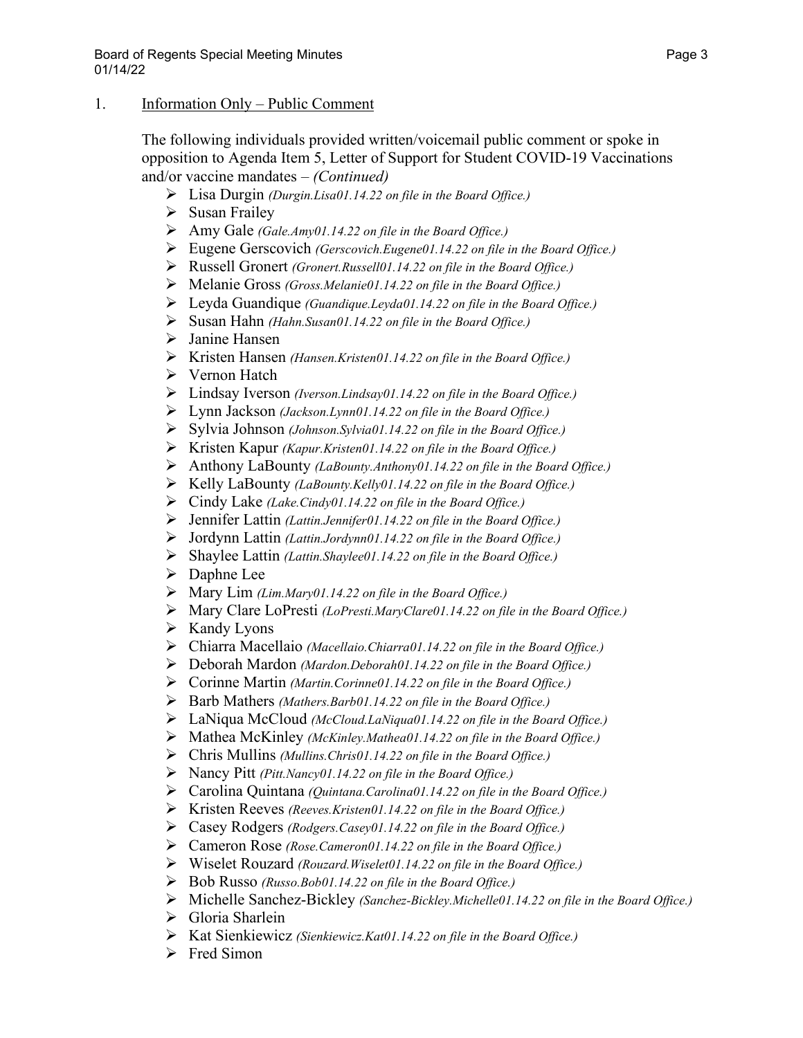1. Information Only – Public Comment

The following individuals provided written/voicemail public comment or spoke in opposition to Agenda Item 5, Letter of Support for Student COVID-19 Vaccinations and/or vaccine mandates – *(Continued)*

- Lisa Durgin *(Durgin.Lisa01.14.22 on file in the Board Office.)*
- Susan Frailey
- Amy Gale *(Gale.Amy01.14.22 on file in the Board Office.)*
- Eugene Gerscovich *(Gerscovich.Eugene01.14.22 on file in the Board Office.)*
- Russell Gronert *(Gronert.Russell01.14.22 on file in the Board Office.)*
- Melanie Gross *(Gross.Melanie01.14.22 on file in the Board Office.)*
- Leyda Guandique *(Guandique.Leyda01.14.22 on file in the Board Office.)*
- Susan Hahn *(Hahn.Susan01.14.22 on file in the Board Office.)*
- Janine Hansen
- Kristen Hansen *(Hansen.Kristen01.14.22 on file in the Board Office.)*
- Vernon Hatch
- Lindsay Iverson *(Iverson.Lindsay01.14.22 on file in the Board Office.)*
- Lynn Jackson *(Jackson.Lynn01.14.22 on file in the Board Office.)*
- Sylvia Johnson *(Johnson.Sylvia01.14.22 on file in the Board Office.)*
- Kristen Kapur *(Kapur.Kristen01.14.22 on file in the Board Office.)*
- Anthony LaBounty *(LaBounty.Anthony01.14.22 on file in the Board Office.)*
- Kelly LaBounty *(LaBounty.Kelly01.14.22 on file in the Board Office.)*
- Cindy Lake *(Lake.Cindy01.14.22 on file in the Board Office.)*
- Jennifer Lattin *(Lattin.Jennifer01.14.22 on file in the Board Office.)*
- Jordynn Lattin *(Lattin.Jordynn01.14.22 on file in the Board Office.)*
- Shaylee Lattin *(Lattin.Shaylee01.14.22 on file in the Board Office.)*
- Daphne Lee
- Mary Lim *(Lim.Mary01.14.22 on file in the Board Office.)*
- Mary Clare LoPresti *(LoPresti.MaryClare01.14.22 on file in the Board Office.)*
- Kandy Lyons
- Chiarra Macellaio *(Macellaio.Chiarra01.14.22 on file in the Board Office.)*
- Deborah Mardon *(Mardon.Deborah01.14.22 on file in the Board Office.)*
- Corinne Martin *(Martin.Corinne01.14.22 on file in the Board Office.)*
- Barb Mathers *(Mathers.Barb01.14.22 on file in the Board Office.)*
- LaNiqua McCloud *(McCloud.LaNiqua01.14.22 on file in the Board Office.)*
- Mathea McKinley *(McKinley.Mathea01.14.22 on file in the Board Office.)*
- Chris Mullins *(Mullins.Chris01.14.22 on file in the Board Office.)*
- Nancy Pitt *(Pitt.Nancy01.14.22 on file in the Board Office.)*
- Carolina Quintana *(Quintana.Carolina01.14.22 on file in the Board Office.)*
- Kristen Reeves *(Reeves.Kristen01.14.22 on file in the Board Office.)*
- Casey Rodgers *(Rodgers.Casey01.14.22 on file in the Board Office.)*
- Cameron Rose *(Rose.Cameron01.14.22 on file in the Board Office.)*
- Wiselet Rouzard *(Rouzard.Wiselet01.14.22 on file in the Board Office.)*
- Bob Russo *(Russo.Bob01.14.22 on file in the Board Office.)*
- Michelle Sanchez-Bickley *(Sanchez-Bickley.Michelle01.14.22 on file in the Board Office.)*
- Gloria Sharlein
- Kat Sienkiewicz *(Sienkiewicz.Kat01.14.22 on file in the Board Office.)*
- Fred Simon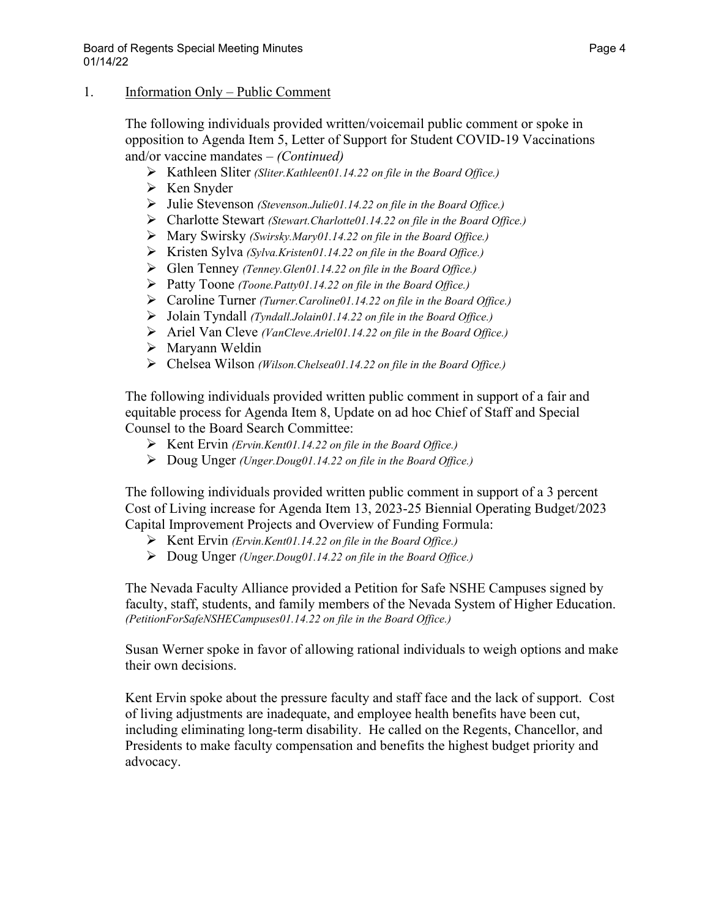1. <u>Information Only – Public Comment</u>

The following individuals provided written/voicemail public comment or spoke in opposition to Agenda Item 5, Letter of Support for Student COVID-19 Vaccinations and/or vaccine mandates – *(Continued)*

- Kathleen Sliter *(Sliter.Kathleen01.14.22 on file in the Board Office.)*
- Ken Snyder
- Julie Stevenson *(Stevenson.Julie01.14.22 on file in the Board Office.)*
- Charlotte Stewart *(Stewart.Charlotte01.14.22 on file in the Board Office.)*
- Mary Swirsky *(Swirsky.Mary01.14.22 on file in the Board Office.)*
- Kristen Sylva *(Sylva.Kristen01.14.22 on file in the Board Office.)*
- Glen Tenney *(Tenney.Glen01.14.22 on file in the Board Office.)*
- Patty Toone *(Toone.Patty01.14.22 on file in the Board Office.)*
- Caroline Turner *(Turner.Caroline01.14.22 on file in the Board Office.)*
- Jolain Tyndall *(Tyndall.Jolain01.14.22 on file in the Board Office.)*
- Ariel Van Cleve *(VanCleve.Ariel01.14.22 on file in the Board Office.)*
- Maryann Weldin
- Chelsea Wilson *(Wilson.Chelsea01.14.22 on file in the Board Office.)*

The following individuals provided written public comment in support of a fair and equitable process for Agenda Item 8, Update on ad hoc Chief of Staff and Special Counsel to the Board Search Committee:

- Kent Ervin *(Ervin.Kent01.14.22 on file in the Board Office.)*
- Doug Unger *(Unger.Doug01.14.22 on file in the Board Office.)*

The following individuals provided written public comment in support of a 3 percent Cost of Living increase for Agenda Item 13, 2023-25 Biennial Operating Budget/2023 Capital Improvement Projects and Overview of Funding Formula:

- Kent Ervin *(Ervin.Kent01.14.22 on file in the Board Office.)*
- Doug Unger *(Unger.Doug01.14.22 on file in the Board Office.)*

The Nevada Faculty Alliance provided a Petition for Safe NSHE Campuses signed by faculty, staff, students, and family members of the Nevada System of Higher Education. *(PetitionForSafeNSHECampuses01.14.22 on file in the Board Office.)*

Susan Werner spoke in favor of allowing rational individuals to weigh options and make their own decisions.

Kent Ervin spoke about the pressure faculty and staff face and the lack of support. Cost of living adjustments are inadequate, and employee health benefits have been cut, including eliminating long-term disability. He called on the Regents, Chancellor, and Presidents to make faculty compensation and benefits the highest budget priority and advocacy.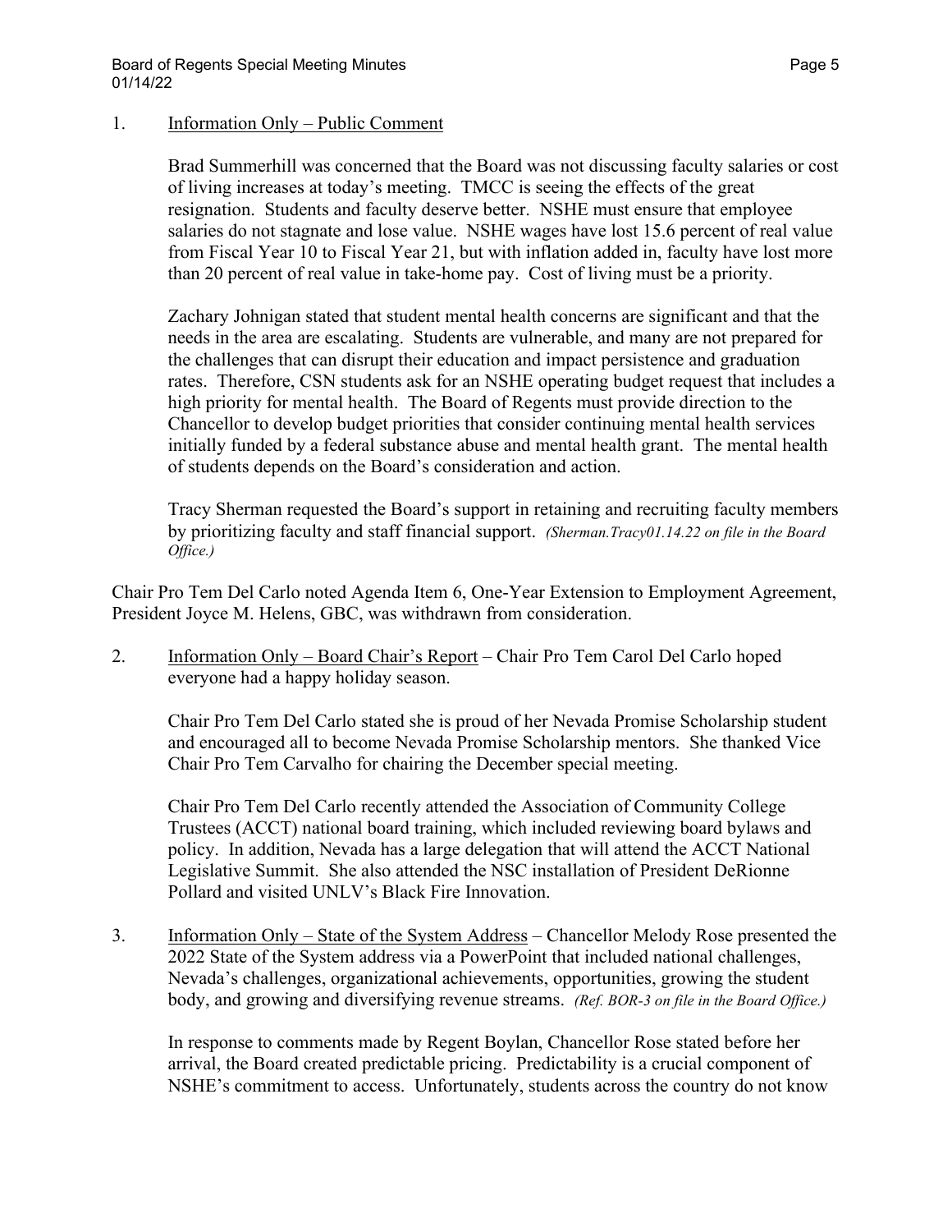1. Information Only – Public Comment

   Brad Summerhill was concerned that the Board was not discussing faculty salaries or cost of living increases at today's meeting. TMCC is seeing the effects of the great resignation. Students and faculty deserve better. NSHE must ensure that employee salaries do not stagnate and lose value. NSHE wages have lost 15.6 percent of real value from Fiscal Year 10 to Fiscal Year 21, but with inflation added in, faculty have lost more than 20 percent of real value in take-home pay. Cost of living must be a priority.

   Zachary Johnigan stated that student mental health concerns are significant and that the needs in the area are escalating. Students are vulnerable, and many are not prepared for the challenges that can disrupt their education and impact persistence and graduation rates. Therefore, CSN students ask for an NSHE operating budget request that includes a high priority for mental health. The Board of Regents must provide direction to the Chancellor to develop budget priorities that consider continuing mental health services initially funded by a federal substance abuse and mental health grant. The mental health of students depends on the Board's consideration and action.

   Tracy Sherman requested the Board's support in retaining and recruiting faculty members by prioritizing faculty and staff financial support. *(Sherman.Tracy01.14.22 on file in the Board Office.)*

Chair Pro Tem Del Carlo noted Agenda Item 6, One-Year Extension to Employment Agreement, President Joyce M. Helens, GBC, was withdrawn from consideration.

2. Information Only – Board Chair's Report – Chair Pro Tem Carol Del Carlo hoped everyone had a happy holiday season.

   Chair Pro Tem Del Carlo stated she is proud of her Nevada Promise Scholarship student and encouraged all to become Nevada Promise Scholarship mentors. She thanked Vice Chair Pro Tem Carvalho for chairing the December special meeting.

   Chair Pro Tem Del Carlo recently attended the Association of Community College Trustees (ACCT) national board training, which included reviewing board bylaws and policy. In addition, Nevada has a large delegation that will attend the ACCT National Legislative Summit. She also attended the NSC installation of President DeRionne Pollard and visited UNLV's Black Fire Innovation.

3. Information Only – State of the System Address – Chancellor Melody Rose presented the 2022 State of the System address via a PowerPoint that included national challenges, Nevada's challenges, organizational achievements, opportunities, growing the student body, and growing and diversifying revenue streams. *(Ref. BOR-3 on file in the Board Office.)*

   In response to comments made by Regent Boylan, Chancellor Rose stated before her arrival, the Board created predictable pricing. Predictability is a crucial component of NSHE's commitment to access. Unfortunately, students across the country do not know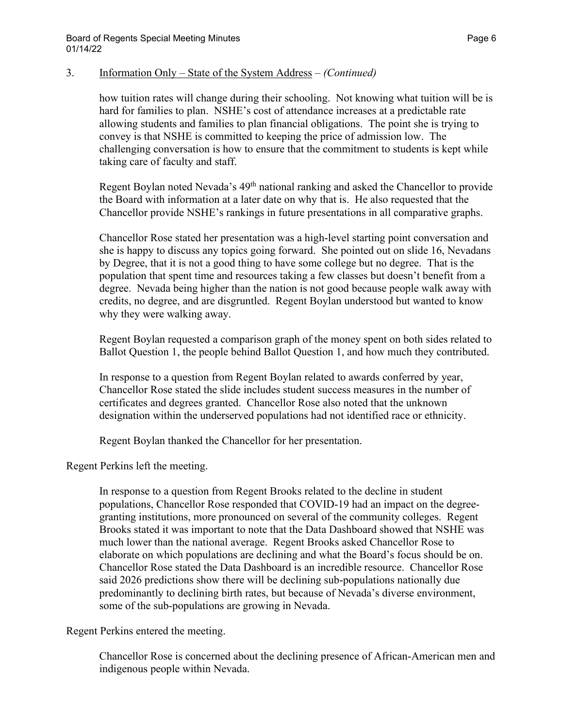3. Information Only – State of the System Address – *(Continued)*

how tuition rates will change during their schooling. Not knowing what tuition will be is hard for families to plan. NSHE's cost of attendance increases at a predictable rate allowing students and families to plan financial obligations. The point she is trying to convey is that NSHE is committed to keeping the price of admission low. The challenging conversation is how to ensure that the commitment to students is kept while taking care of faculty and staff.

Regent Boylan noted Nevada's 49th national ranking and asked the Chancellor to provide the Board with information at a later date on why that is. He also requested that the Chancellor provide NSHE's rankings in future presentations in all comparative graphs.

Chancellor Rose stated her presentation was a high-level starting point conversation and she is happy to discuss any topics going forward. She pointed out on slide 16, Nevadans by Degree, that it is not a good thing to have some college but no degree. That is the population that spent time and resources taking a few classes but doesn't benefit from a degree. Nevada being higher than the nation is not good because people walk away with credits, no degree, and are disgruntled. Regent Boylan understood but wanted to know why they were walking away.

Regent Boylan requested a comparison graph of the money spent on both sides related to Ballot Question 1, the people behind Ballot Question 1, and how much they contributed.

In response to a question from Regent Boylan related to awards conferred by year, Chancellor Rose stated the slide includes student success measures in the number of certificates and degrees granted. Chancellor Rose also noted that the unknown designation within the underserved populations had not identified race or ethnicity.

Regent Boylan thanked the Chancellor for her presentation.

Regent Perkins left the meeting.

In response to a question from Regent Brooks related to the decline in student populations, Chancellor Rose responded that COVID-19 had an impact on the degree-granting institutions, more pronounced on several of the community colleges. Regent Brooks stated it was important to note that the Data Dashboard showed that NSHE was much lower than the national average. Regent Brooks asked Chancellor Rose to elaborate on which populations are declining and what the Board's focus should be on. Chancellor Rose stated the Data Dashboard is an incredible resource. Chancellor Rose said 2026 predictions show there will be declining sub-populations nationally due predominantly to declining birth rates, but because of Nevada's diverse environment, some of the sub-populations are growing in Nevada.

Regent Perkins entered the meeting.

Chancellor Rose is concerned about the declining presence of African-American men and indigenous people within Nevada.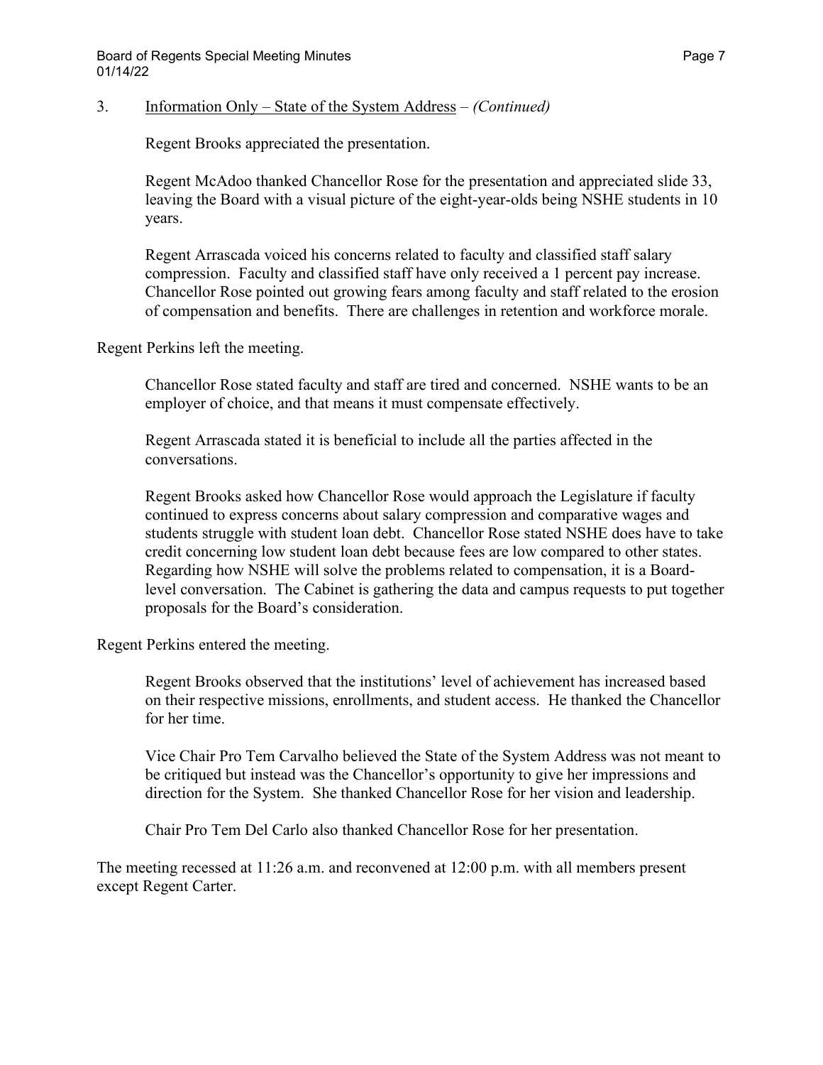3. <u>Information Only – State of the System Address</u> – *(Continued)*

Regent Brooks appreciated the presentation.

Regent McAdoo thanked Chancellor Rose for the presentation and appreciated slide 33, leaving the Board with a visual picture of the eight-year-olds being NSHE students in 10 years.

Regent Arrascada voiced his concerns related to faculty and classified staff salary compression. Faculty and classified staff have only received a 1 percent pay increase. Chancellor Rose pointed out growing fears among faculty and staff related to the erosion of compensation and benefits. There are challenges in retention and workforce morale.

Regent Perkins left the meeting.

Chancellor Rose stated faculty and staff are tired and concerned. NSHE wants to be an employer of choice, and that means it must compensate effectively.

Regent Arrascada stated it is beneficial to include all the parties affected in the conversations.

Regent Brooks asked how Chancellor Rose would approach the Legislature if faculty continued to express concerns about salary compression and comparative wages and students struggle with student loan debt. Chancellor Rose stated NSHE does have to take credit concerning low student loan debt because fees are low compared to other states. Regarding how NSHE will solve the problems related to compensation, it is a Board-level conversation. The Cabinet is gathering the data and campus requests to put together proposals for the Board's consideration.

Regent Perkins entered the meeting.

Regent Brooks observed that the institutions' level of achievement has increased based on their respective missions, enrollments, and student access. He thanked the Chancellor for her time.

Vice Chair Pro Tem Carvalho believed the State of the System Address was not meant to be critiqued but instead was the Chancellor's opportunity to give her impressions and direction for the System. She thanked Chancellor Rose for her vision and leadership.

Chair Pro Tem Del Carlo also thanked Chancellor Rose for her presentation.

The meeting recessed at 11:26 a.m. and reconvened at 12:00 p.m. with all members present except Regent Carter.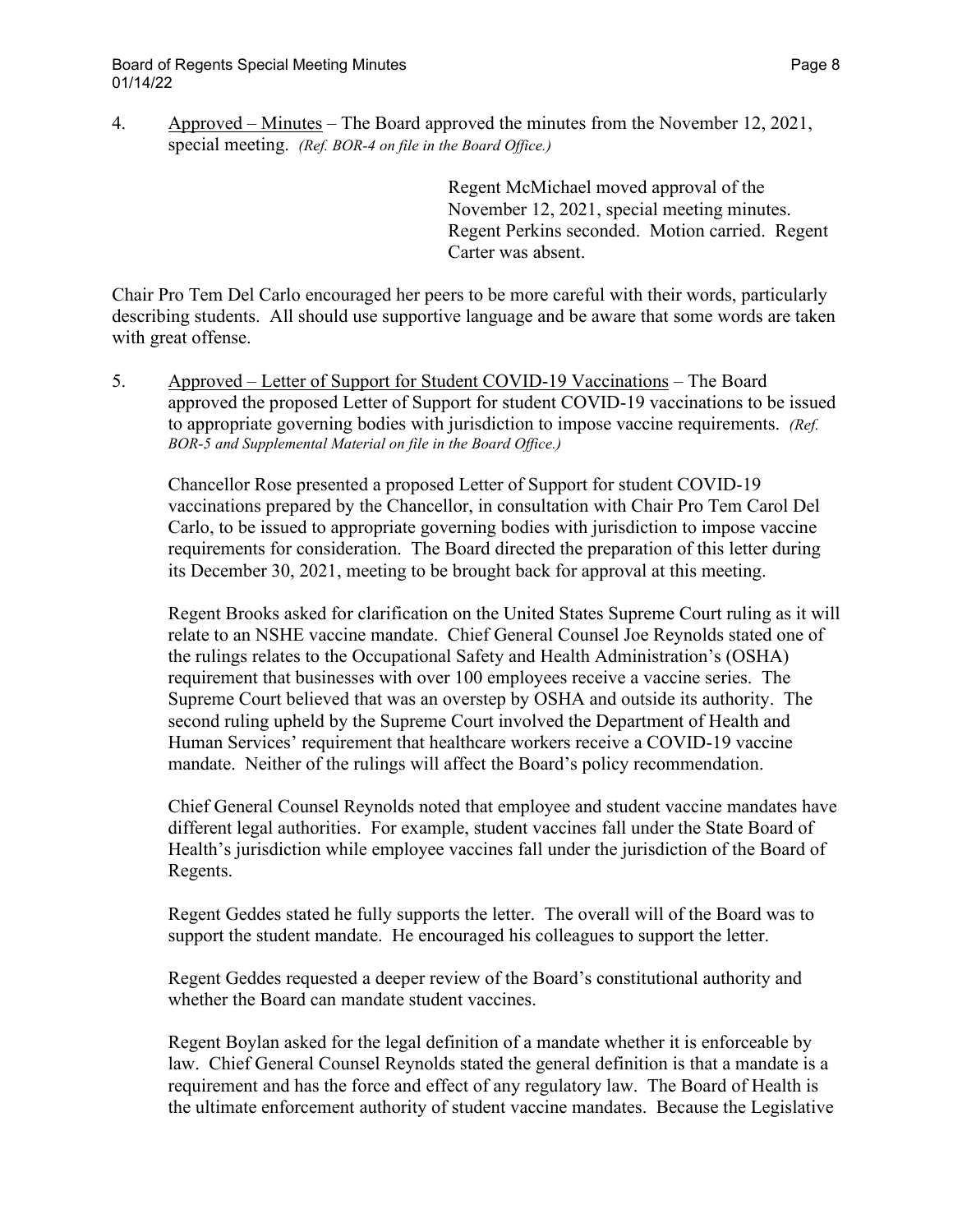4. Approved – Minutes – The Board approved the minutes from the November 12, 2021, special meeting. *(Ref. BOR-4 on file in the Board Office.)*

> Regent McMichael moved approval of the November 12, 2021, special meeting minutes. Regent Perkins seconded. Motion carried. Regent Carter was absent.

Chair Pro Tem Del Carlo encouraged her peers to be more careful with their words, particularly describing students. All should use supportive language and be aware that some words are taken with great offense.

5. Approved – Letter of Support for Student COVID-19 Vaccinations – The Board approved the proposed Letter of Support for student COVID-19 vaccinations to be issued to appropriate governing bodies with jurisdiction to impose vaccine requirements. *(Ref. BOR-5 and Supplemental Material on file in the Board Office.)*

   Chancellor Rose presented a proposed Letter of Support for student COVID-19 vaccinations prepared by the Chancellor, in consultation with Chair Pro Tem Carol Del Carlo, to be issued to appropriate governing bodies with jurisdiction to impose vaccine requirements for consideration. The Board directed the preparation of this letter during its December 30, 2021, meeting to be brought back for approval at this meeting.

   Regent Brooks asked for clarification on the United States Supreme Court ruling as it will relate to an NSHE vaccine mandate. Chief General Counsel Joe Reynolds stated one of the rulings relates to the Occupational Safety and Health Administration's (OSHA) requirement that businesses with over 100 employees receive a vaccine series. The Supreme Court believed that was an overstep by OSHA and outside its authority. The second ruling upheld by the Supreme Court involved the Department of Health and Human Services' requirement that healthcare workers receive a COVID-19 vaccine mandate. Neither of the rulings will affect the Board's policy recommendation.

   Chief General Counsel Reynolds noted that employee and student vaccine mandates have different legal authorities. For example, student vaccines fall under the State Board of Health's jurisdiction while employee vaccines fall under the jurisdiction of the Board of Regents.

   Regent Geddes stated he fully supports the letter. The overall will of the Board was to support the student mandate. He encouraged his colleagues to support the letter.

   Regent Geddes requested a deeper review of the Board's constitutional authority and whether the Board can mandate student vaccines.

   Regent Boylan asked for the legal definition of a mandate whether it is enforceable by law. Chief General Counsel Reynolds stated the general definition is that a mandate is a requirement and has the force and effect of any regulatory law. The Board of Health is the ultimate enforcement authority of student vaccine mandates. Because the Legislative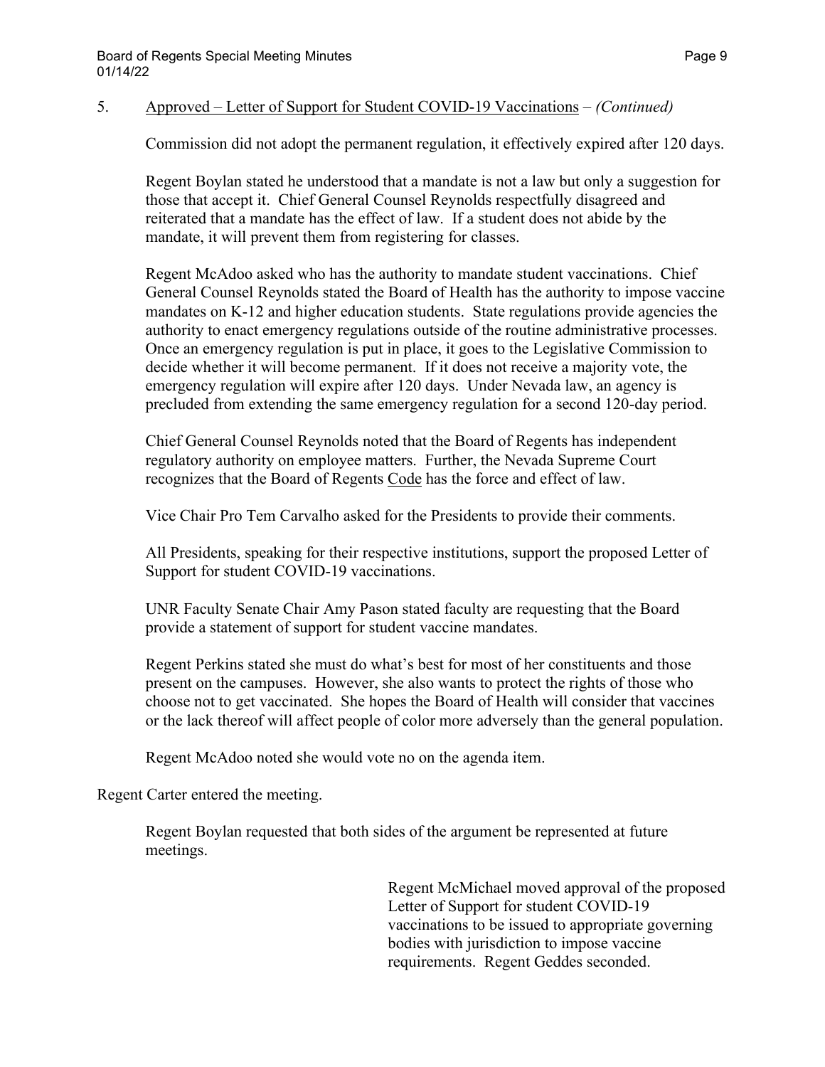5. Approved – Letter of Support for Student COVID-19 Vaccinations – *(Continued)*

Commission did not adopt the permanent regulation, it effectively expired after 120 days.

Regent Boylan stated he understood that a mandate is not a law but only a suggestion for those that accept it. Chief General Counsel Reynolds respectfully disagreed and reiterated that a mandate has the effect of law. If a student does not abide by the mandate, it will prevent them from registering for classes.

Regent McAdoo asked who has the authority to mandate student vaccinations. Chief General Counsel Reynolds stated the Board of Health has the authority to impose vaccine mandates on K-12 and higher education students. State regulations provide agencies the authority to enact emergency regulations outside of the routine administrative processes. Once an emergency regulation is put in place, it goes to the Legislative Commission to decide whether it will become permanent. If it does not receive a majority vote, the emergency regulation will expire after 120 days. Under Nevada law, an agency is precluded from extending the same emergency regulation for a second 120-day period.

Chief General Counsel Reynolds noted that the Board of Regents has independent regulatory authority on employee matters. Further, the Nevada Supreme Court recognizes that the Board of Regents Code has the force and effect of law.

Vice Chair Pro Tem Carvalho asked for the Presidents to provide their comments.

All Presidents, speaking for their respective institutions, support the proposed Letter of Support for student COVID-19 vaccinations.

UNR Faculty Senate Chair Amy Pason stated faculty are requesting that the Board provide a statement of support for student vaccine mandates.

Regent Perkins stated she must do what's best for most of her constituents and those present on the campuses. However, she also wants to protect the rights of those who choose not to get vaccinated. She hopes the Board of Health will consider that vaccines or the lack thereof will affect people of color more adversely than the general population.

Regent McAdoo noted she would vote no on the agenda item.

Regent Carter entered the meeting.

Regent Boylan requested that both sides of the argument be represented at future meetings.

Regent McMichael moved approval of the proposed Letter of Support for student COVID-19 vaccinations to be issued to appropriate governing bodies with jurisdiction to impose vaccine requirements. Regent Geddes seconded.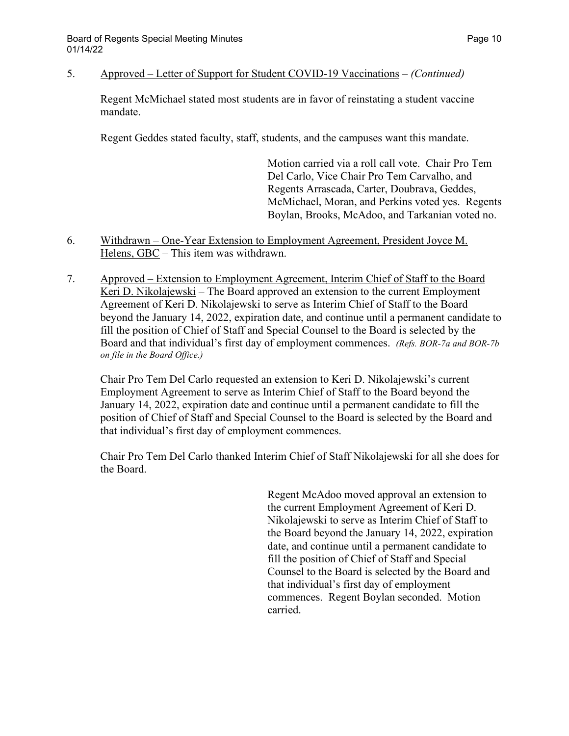5. Approved – Letter of Support for Student COVID-19 Vaccinations – *(Continued)*

Regent McMichael stated most students are in favor of reinstating a student vaccine mandate.

Regent Geddes stated faculty, staff, students, and the campuses want this mandate.

Motion carried via a roll call vote. Chair Pro Tem Del Carlo, Vice Chair Pro Tem Carvalho, and Regents Arrascada, Carter, Doubrava, Geddes, McMichael, Moran, and Perkins voted yes. Regents Boylan, Brooks, McAdoo, and Tarkanian voted no.

6. Withdrawn – One-Year Extension to Employment Agreement, President Joyce M. Helens, GBC – This item was withdrawn.

7. Approved – Extension to Employment Agreement, Interim Chief of Staff to the Board Keri D. Nikolajewski – The Board approved an extension to the current Employment Agreement of Keri D. Nikolajewski to serve as Interim Chief of Staff to the Board beyond the January 14, 2022, expiration date, and continue until a permanent candidate to fill the position of Chief of Staff and Special Counsel to the Board is selected by the Board and that individual's first day of employment commences. *(Refs. BOR-7a and BOR-7b on file in the Board Office.)*

Chair Pro Tem Del Carlo requested an extension to Keri D. Nikolajewski's current Employment Agreement to serve as Interim Chief of Staff to the Board beyond the January 14, 2022, expiration date and continue until a permanent candidate to fill the position of Chief of Staff and Special Counsel to the Board is selected by the Board and that individual's first day of employment commences.

Chair Pro Tem Del Carlo thanked Interim Chief of Staff Nikolajewski for all she does for the Board.

Regent McAdoo moved approval an extension to the current Employment Agreement of Keri D. Nikolajewski to serve as Interim Chief of Staff to the Board beyond the January 14, 2022, expiration date, and continue until a permanent candidate to fill the position of Chief of Staff and Special Counsel to the Board is selected by the Board and that individual's first day of employment commences. Regent Boylan seconded. Motion carried.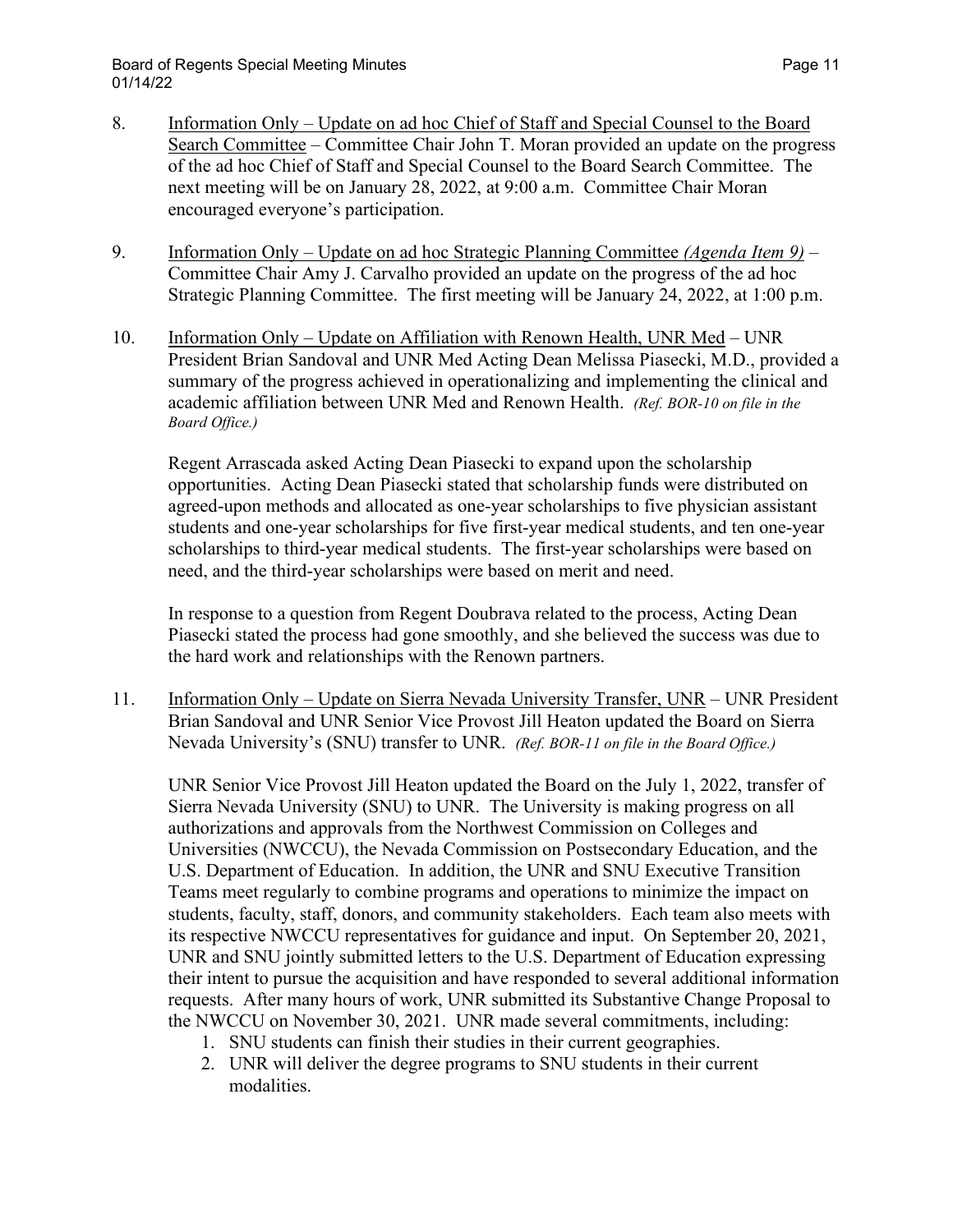8. Information Only – Update on ad hoc Chief of Staff and Special Counsel to the Board Search Committee – Committee Chair John T. Moran provided an update on the progress of the ad hoc Chief of Staff and Special Counsel to the Board Search Committee. The next meeting will be on January 28, 2022, at 9:00 a.m. Committee Chair Moran encouraged everyone's participation.

9. Information Only – Update on ad hoc Strategic Planning Committee *(Agenda Item 9)* – Committee Chair Amy J. Carvalho provided an update on the progress of the ad hoc Strategic Planning Committee. The first meeting will be January 24, 2022, at 1:00 p.m.

10. Information Only – Update on Affiliation with Renown Health, UNR Med – UNR President Brian Sandoval and UNR Med Acting Dean Melissa Piasecki, M.D., provided a summary of the progress achieved in operationalizing and implementing the clinical and academic affiliation between UNR Med and Renown Health. *(Ref. BOR-10 on file in the Board Office.)*

    Regent Arrascada asked Acting Dean Piasecki to expand upon the scholarship opportunities. Acting Dean Piasecki stated that scholarship funds were distributed on agreed-upon methods and allocated as one-year scholarships to five physician assistant students and one-year scholarships for five first-year medical students, and ten one-year scholarships to third-year medical students. The first-year scholarships were based on need, and the third-year scholarships were based on merit and need.

    In response to a question from Regent Doubrava related to the process, Acting Dean Piasecki stated the process had gone smoothly, and she believed the success was due to the hard work and relationships with the Renown partners.

11. Information Only – Update on Sierra Nevada University Transfer, UNR – UNR President Brian Sandoval and UNR Senior Vice Provost Jill Heaton updated the Board on Sierra Nevada University's (SNU) transfer to UNR. *(Ref. BOR-11 on file in the Board Office.)*

    UNR Senior Vice Provost Jill Heaton updated the Board on the July 1, 2022, transfer of Sierra Nevada University (SNU) to UNR. The University is making progress on all authorizations and approvals from the Northwest Commission on Colleges and Universities (NWCCU), the Nevada Commission on Postsecondary Education, and the U.S. Department of Education. In addition, the UNR and SNU Executive Transition Teams meet regularly to combine programs and operations to minimize the impact on students, faculty, staff, donors, and community stakeholders. Each team also meets with its respective NWCCU representatives for guidance and input. On September 20, 2021, UNR and SNU jointly submitted letters to the U.S. Department of Education expressing their intent to pursue the acquisition and have responded to several additional information requests. After many hours of work, UNR submitted its Substantive Change Proposal to the NWCCU on November 30, 2021. UNR made several commitments, including:

    1. SNU students can finish their studies in their current geographies.
    2. UNR will deliver the degree programs to SNU students in their current modalities.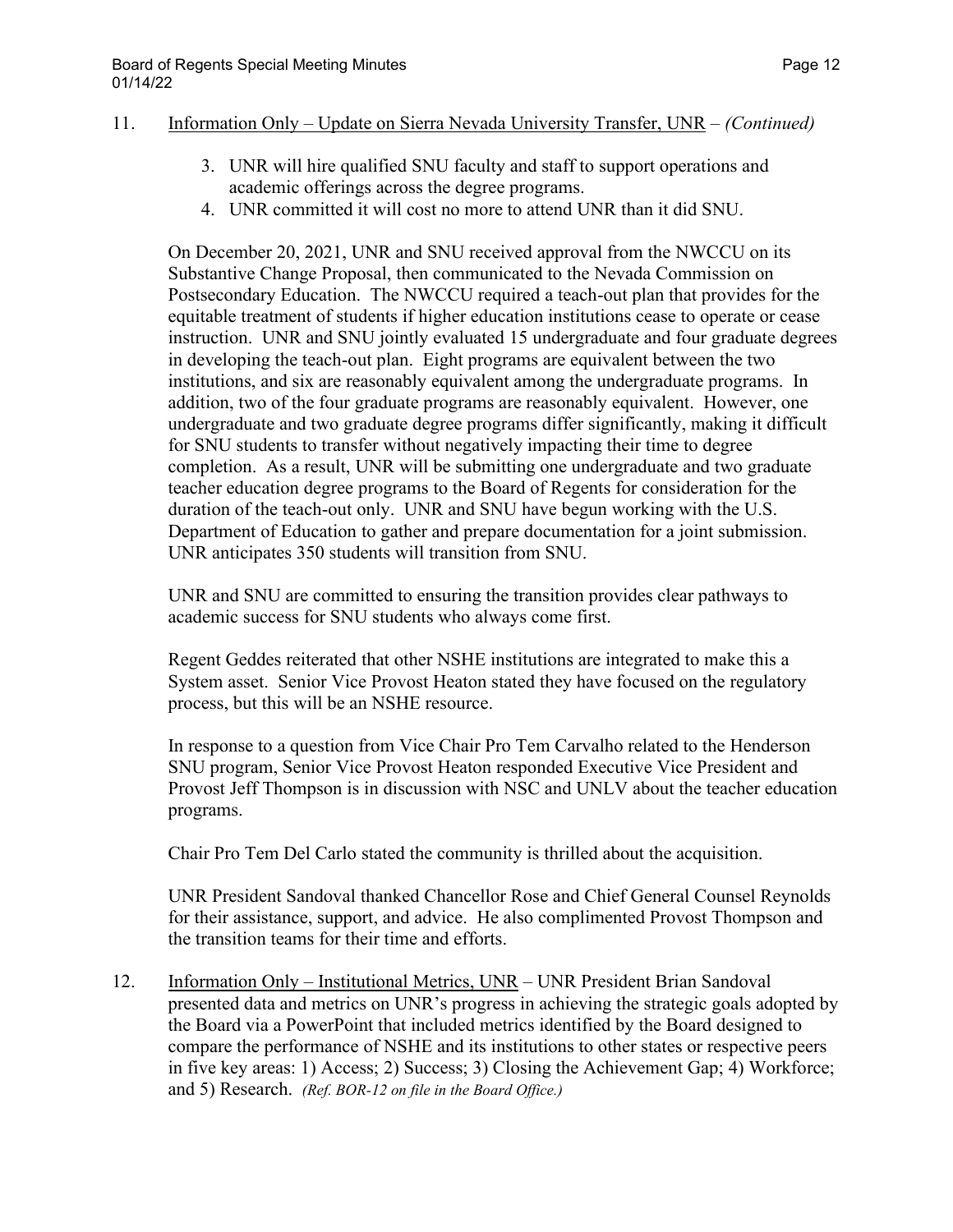11. Information Only – Update on Sierra Nevada University Transfer, UNR – *(Continued)*

   3. UNR will hire qualified SNU faculty and staff to support operations and academic offerings across the degree programs.
   4. UNR committed it will cost no more to attend UNR than it did SNU.

   On December 20, 2021, UNR and SNU received approval from the NWCCU on its Substantive Change Proposal, then communicated to the Nevada Commission on Postsecondary Education. The NWCCU required a teach-out plan that provides for the equitable treatment of students if higher education institutions cease to operate or cease instruction. UNR and SNU jointly evaluated 15 undergraduate and four graduate degrees in developing the teach-out plan. Eight programs are equivalent between the two institutions, and six are reasonably equivalent among the undergraduate programs. In addition, two of the four graduate programs are reasonably equivalent. However, one undergraduate and two graduate degree programs differ significantly, making it difficult for SNU students to transfer without negatively impacting their time to degree completion. As a result, UNR will be submitting one undergraduate and two graduate teacher education degree programs to the Board of Regents for consideration for the duration of the teach-out only. UNR and SNU have begun working with the U.S. Department of Education to gather and prepare documentation for a joint submission. UNR anticipates 350 students will transition from SNU.

   UNR and SNU are committed to ensuring the transition provides clear pathways to academic success for SNU students who always come first.

   Regent Geddes reiterated that other NSHE institutions are integrated to make this a System asset. Senior Vice Provost Heaton stated they have focused on the regulatory process, but this will be an NSHE resource.

   In response to a question from Vice Chair Pro Tem Carvalho related to the Henderson SNU program, Senior Vice Provost Heaton responded Executive Vice President and Provost Jeff Thompson is in discussion with NSC and UNLV about the teacher education programs.

   Chair Pro Tem Del Carlo stated the community is thrilled about the acquisition.

   UNR President Sandoval thanked Chancellor Rose and Chief General Counsel Reynolds for their assistance, support, and advice. He also complimented Provost Thompson and the transition teams for their time and efforts.

12. Information Only – Institutional Metrics, UNR – UNR President Brian Sandoval presented data and metrics on UNR's progress in achieving the strategic goals adopted by the Board via a PowerPoint that included metrics identified by the Board designed to compare the performance of NSHE and its institutions to other states or respective peers in five key areas: 1) Access; 2) Success; 3) Closing the Achievement Gap; 4) Workforce; and 5) Research. *(Ref. BOR-12 on file in the Board Office.)*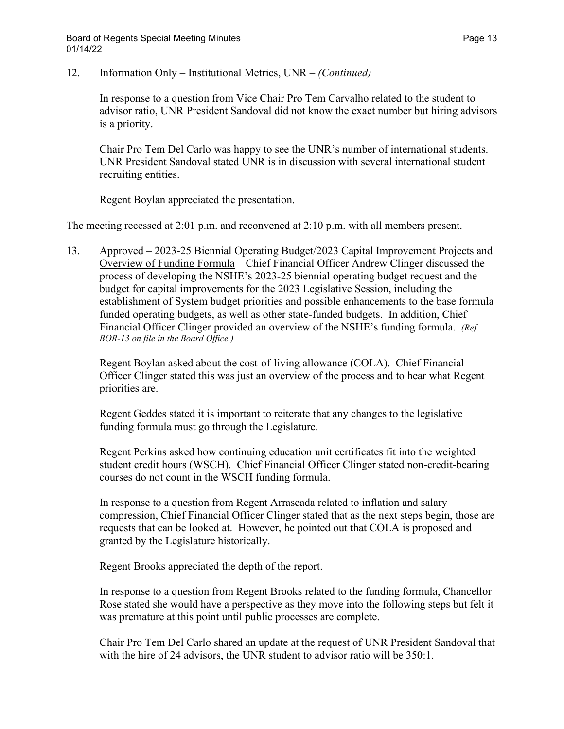12. Information Only – Institutional Metrics, UNR – *(Continued)*

In response to a question from Vice Chair Pro Tem Carvalho related to the student to advisor ratio, UNR President Sandoval did not know the exact number but hiring advisors is a priority.

Chair Pro Tem Del Carlo was happy to see the UNR's number of international students. UNR President Sandoval stated UNR is in discussion with several international student recruiting entities.

Regent Boylan appreciated the presentation.

The meeting recessed at 2:01 p.m. and reconvened at 2:10 p.m. with all members present.

13. Approved – 2023-25 Biennial Operating Budget/2023 Capital Improvement Projects and Overview of Funding Formula – Chief Financial Officer Andrew Clinger discussed the process of developing the NSHE's 2023-25 biennial operating budget request and the budget for capital improvements for the 2023 Legislative Session, including the establishment of System budget priorities and possible enhancements to the base formula funded operating budgets, as well as other state-funded budgets. In addition, Chief Financial Officer Clinger provided an overview of the NSHE's funding formula. *(Ref. BOR-13 on file in the Board Office.)*

Regent Boylan asked about the cost-of-living allowance (COLA). Chief Financial Officer Clinger stated this was just an overview of the process and to hear what Regent priorities are.

Regent Geddes stated it is important to reiterate that any changes to the legislative funding formula must go through the Legislature.

Regent Perkins asked how continuing education unit certificates fit into the weighted student credit hours (WSCH). Chief Financial Officer Clinger stated non-credit-bearing courses do not count in the WSCH funding formula.

In response to a question from Regent Arrascada related to inflation and salary compression, Chief Financial Officer Clinger stated that as the next steps begin, those are requests that can be looked at. However, he pointed out that COLA is proposed and granted by the Legislature historically.

Regent Brooks appreciated the depth of the report.

In response to a question from Regent Brooks related to the funding formula, Chancellor Rose stated she would have a perspective as they move into the following steps but felt it was premature at this point until public processes are complete.

Chair Pro Tem Del Carlo shared an update at the request of UNR President Sandoval that with the hire of 24 advisors, the UNR student to advisor ratio will be 350:1.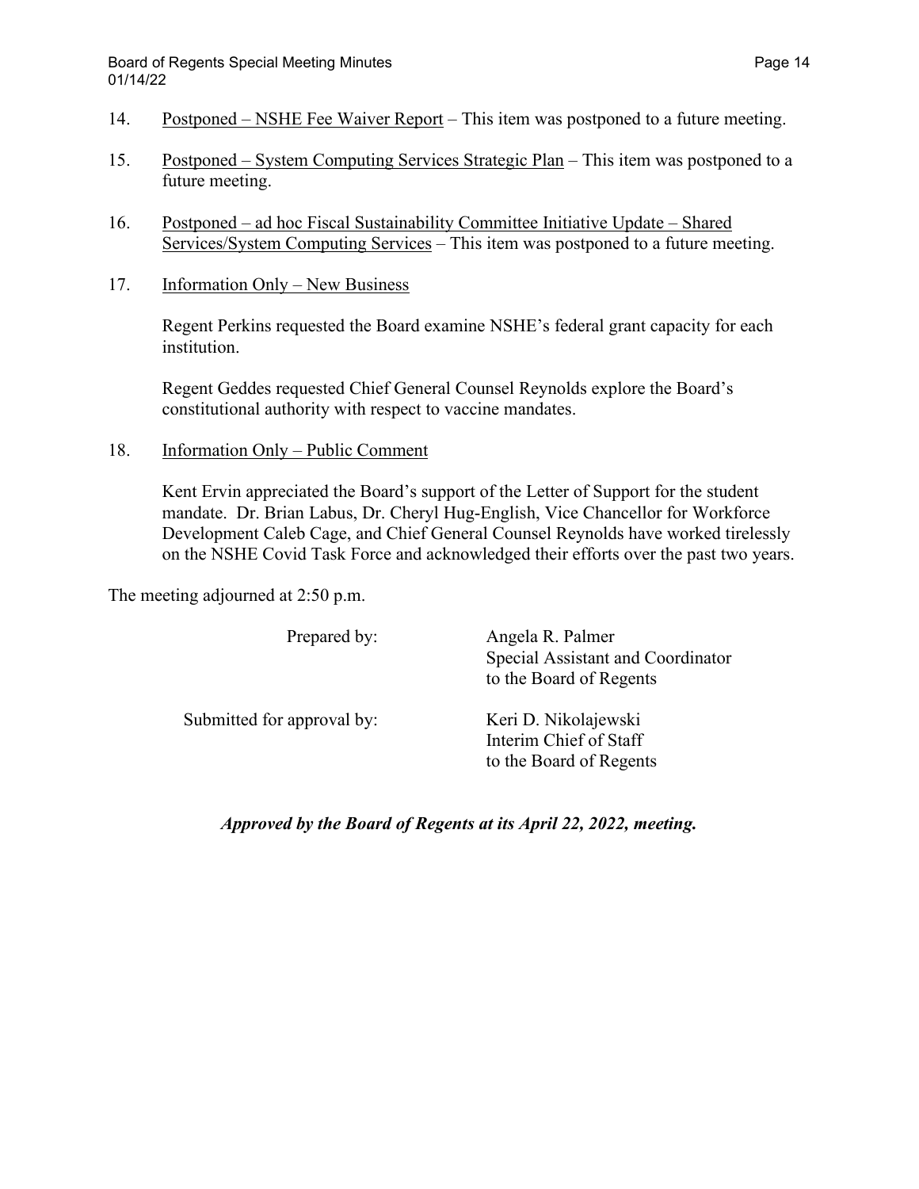14. Postponed – NSHE Fee Waiver Report – This item was postponed to a future meeting.

15. Postponed – System Computing Services Strategic Plan – This item was postponed to a future meeting.

16. Postponed – ad hoc Fiscal Sustainability Committee Initiative Update – Shared Services/System Computing Services – This item was postponed to a future meeting.

17. Information Only – New Business

    Regent Perkins requested the Board examine NSHE's federal grant capacity for each institution.

    Regent Geddes requested Chief General Counsel Reynolds explore the Board's constitutional authority with respect to vaccine mandates.

18. Information Only – Public Comment

    Kent Ervin appreciated the Board's support of the Letter of Support for the student mandate. Dr. Brian Labus, Dr. Cheryl Hug-English, Vice Chancellor for Workforce Development Caleb Cage, and Chief General Counsel Reynolds have worked tirelessly on the NSHE Covid Task Force and acknowledged their efforts over the past two years.

The meeting adjourned at 2:50 p.m.

Prepared by: Angela R. Palmer
Special Assistant and Coordinator
to the Board of Regents

Submitted for approval by: Keri D. Nikolajewski
Interim Chief of Staff
to the Board of Regents

***Approved by the Board of Regents at its April 22, 2022, meeting.***